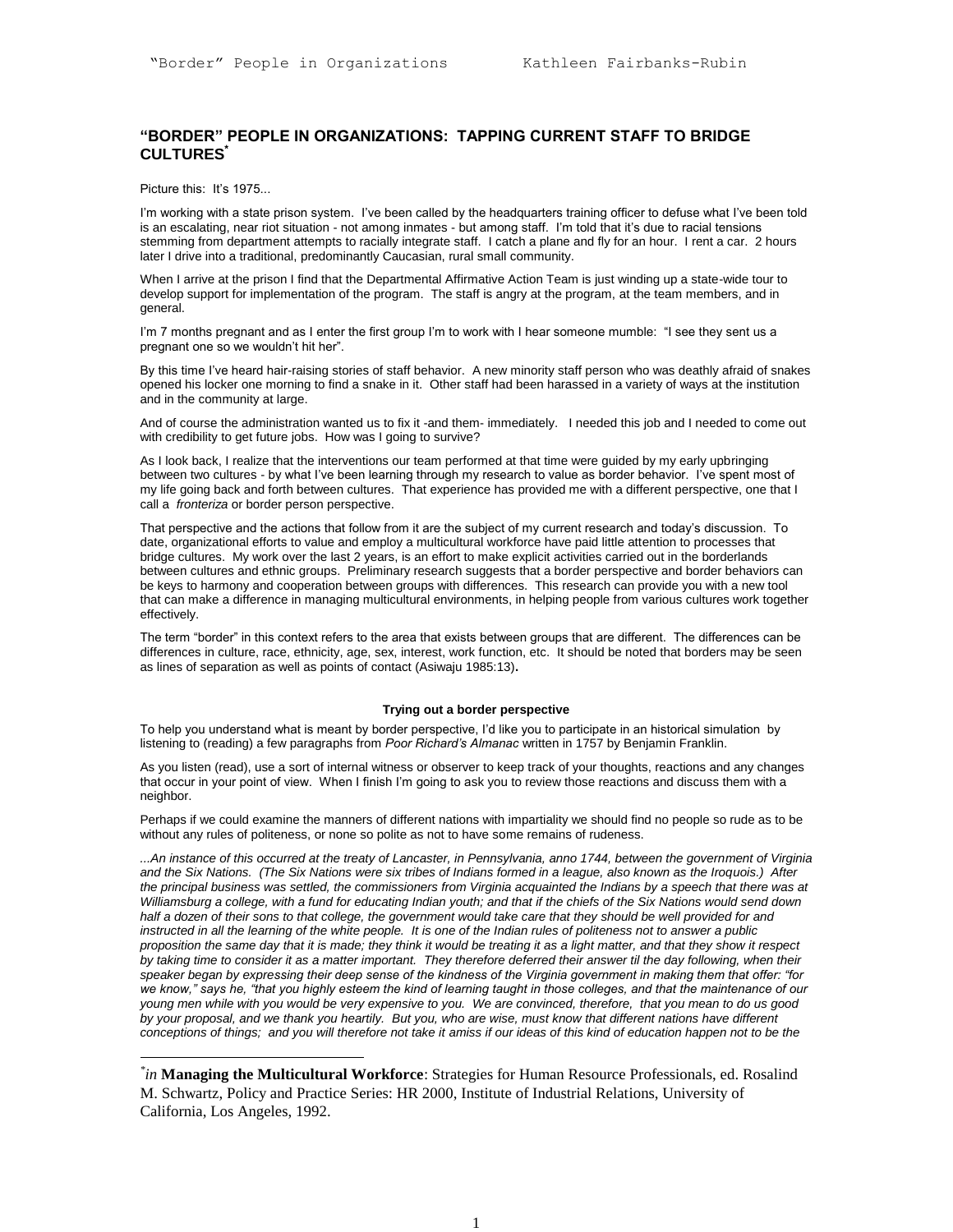## "BORDER" PEOPLE IN ORGANIZATIONS: TAPPING CURRENT STAFF TO BRIDGE CULTURES[*]

Picture this: It's 1975...

I'm working with a state prison system. I've been called by the headquarters training officer to defuse what I've been told is an escalating, near riot situation - not among inmates - but among staff. I'm told that it's due to racial tensions stemming from department attempts to racially integrate staff. I catch a plane and fly for an hour. I rent a car. 2 hours later I drive into a traditional, predominantly Caucasian, rural small community.

When I arrive at the prison I find that the Departmental Affirmative Action Team is just winding up a state-wide tour to develop support for implementation of the program. The staff is angry at the program, at the team members, and in general.

I'm 7 months pregnant and as I enter the first group I'm to work with I hear someone mumble: "I see they sent us a pregnant one so we wouldn't hit her".

By this time I've heard hair-raising stories of staff behavior. A new minority staff person who was deathly afraid of snakes opened his locker one morning to find a snake in it. Other staff had been harassed in a variety of ways at the institution and in the community at large.

And of course the administration wanted us to fix it -and them- immediately. I needed this job and I needed to come out with credibility to get future jobs. How was I going to survive?

As I look back, I realize that the interventions our team performed at that time were guided by my early upbringing between two cultures - by what I've been learning through my research to value as border behavior. I've spent most of my life going back and forth between cultures. That experience has provided me with a different perspective, one that I call a *fronteriza* or border person perspective.

That perspective and the actions that follow from it are the subject of my current research and today's discussion. To date, organizational efforts to value and employ a multicultural workforce have paid little attention to processes that bridge cultures. My work over the last 2 years, is an effort to make explicit activities carried out in the borderlands between cultures and ethnic groups. Preliminary research suggests that a border perspective and border behaviors can be keys to harmony and cooperation between groups with differences. This research can provide you with a new tool that can make a difference in managing multicultural environments, in helping people from various cultures work together effectively.

The term "border" in this context refers to the area that exists between groups that are different. The differences can be differences in culture, race, ethnicity, age, sex, interest, work function, etc. It should be noted that borders may be seen as lines of separation as well as points of contact (Asiwaju 1985:13).

#### Trying out a border perspective

To help you understand what is meant by border perspective, I'd like you to participate in an historical simulation by listening to (reading) a few paragraphs from *Poor Richard's Almanac* written in 1757 by Benjamin Franklin.

As you listen (read), use a sort of internal witness or observer to keep track of your thoughts, reactions and any changes that occur in your point of view. When I finish I'm going to ask you to review those reactions and discuss them with a neighbor.

Perhaps if we could examine the manners of different nations with impartiality we should find no people so rude as to be without any rules of politeness, or none so polite as not to have some remains of rudeness.

*...An instance of this occurred at the treaty of Lancaster, in Pennsylvania, anno 1744, between the government of Virginia and the Six Nations. (The Six Nations were six tribes of Indians formed in a league, also known as the Iroquois.) After the principal business was settled, the commissioners from Virginia acquainted the Indians by a speech that there was at Williamsburg a college, with a fund for educating Indian youth; and that if the chiefs of the Six Nations would send down half a dozen of their sons to that college, the government would take care that they should be well provided for and instructed in all the learning of the white people. It is one of the Indian rules of politeness not to answer a public proposition the same day that it is made; they think it would be treating it as a light matter, and that they show it respect by taking time to consider it as a matter important. They therefore deferred their answer til the day following, when their speaker began by expressing their deep sense of the kindness of the Virginia government in making them that offer: "for we know," says he, "that you highly esteem the kind of learning taught in those colleges, and that the maintenance of our young men while with you would be very expensive to you. We are convinced, therefore, that you mean to do us good by your proposal, and we thank you heartily. But you, who are wise, must know that different nations have different conceptions of things; and you will therefore not take it amiss if our ideas of this kind of education happen not to be the*

---

[*] *in* **Managing the Multicultural Workforce**: Strategies for Human Resource Professionals, ed. Rosalind M. Schwartz, Policy and Practice Series: HR 2000, Institute of Industrial Relations, University of California, Los Angeles, 1992.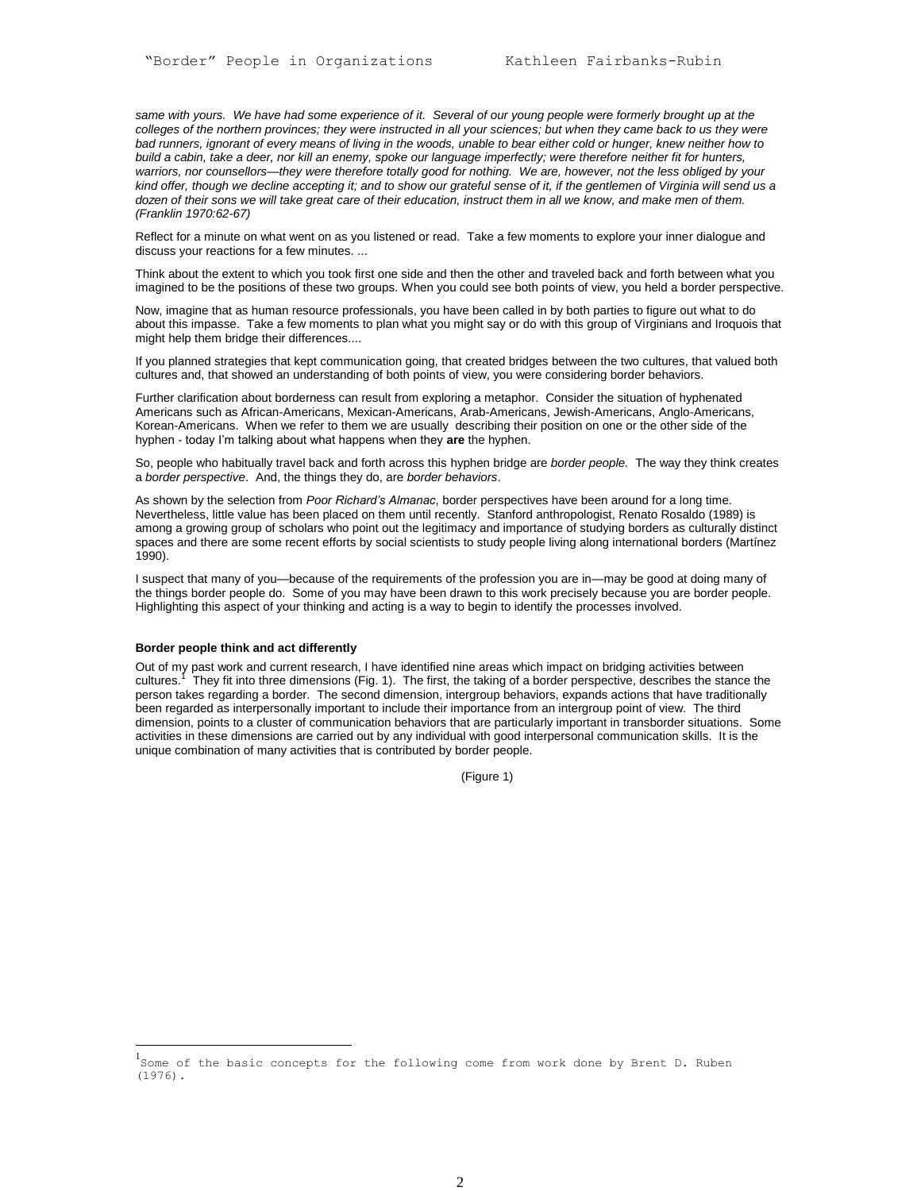*same with yours. We have had some experience of it. Several of our young people were formerly brought up at the colleges of the northern provinces; they were instructed in all your sciences; but when they came back to us they were bad runners, ignorant of every means of living in the woods, unable to bear either cold or hunger, knew neither how to build a cabin, take a deer, nor kill an enemy, spoke our language imperfectly; were therefore neither fit for hunters, warriors, nor counsellors—they were therefore totally good for nothing. We are, however, not the less obliged by your kind offer, though we decline accepting it; and to show our grateful sense of it, if the gentlemen of Virginia will send us a dozen of their sons we will take great care of their education, instruct them in all we know, and make men of them. (Franklin 1970:62-67)*

Reflect for a minute on what went on as you listened or read. Take a few moments to explore your inner dialogue and discuss your reactions for a few minutes. ...

Think about the extent to which you took first one side and then the other and traveled back and forth between what you imagined to be the positions of these two groups. When you could see both points of view, you held a border perspective.

Now, imagine that as human resource professionals, you have been called in by both parties to figure out what to do about this impasse. Take a few moments to plan what you might say or do with this group of Virginians and Iroquois that might help them bridge their differences....

If you planned strategies that kept communication going, that created bridges between the two cultures, that valued both cultures and, that showed an understanding of both points of view, you were considering border behaviors.

Further clarification about borderness can result from exploring a metaphor. Consider the situation of hyphenated Americans such as African-Americans, Mexican-Americans, Arab-Americans, Jewish-Americans, Anglo-Americans, Korean-Americans. When we refer to them we are usually describing their position on one or the other side of the hyphen - today I'm talking about what happens when they **are** the hyphen.

So, people who habitually travel back and forth across this hyphen bridge are *border people.* The way they think creates a *border perspective*. And, the things they do, are *border behaviors*.

As shown by the selection from *Poor Richard's Almanac*, border perspectives have been around for a long time. Nevertheless, little value has been placed on them until recently. Stanford anthropologist, Renato Rosaldo (1989) is among a growing group of scholars who point out the legitimacy and importance of studying borders as culturally distinct spaces and there are some recent efforts by social scientists to study people living along international borders (Martínez 1990).

I suspect that many of you—because of the requirements of the profession you are in—may be good at doing many of the things border people do. Some of you may have been drawn to this work precisely because you are border people. Highlighting this aspect of your thinking and acting is a way to begin to identify the processes involved.

#### Border people think and act differently

Out of my past work and current research, I have identified nine areas which impact on bridging activities between cultures.[1] They fit into three dimensions (Fig. 1). The first, the taking of a border perspective, describes the stance the person takes regarding a border. The second dimension, intergroup behaviors, expands actions that have traditionally been regarded as interpersonally important to include their importance from an intergroup point of view. The third dimension, points to a cluster of communication behaviors that are particularly important in transborder situations. Some activities in these dimensions are carried out by any individual with good interpersonal communication skills. It is the unique combination of many activities that is contributed by border people.

(Figure 1)

[1] Some of the basic concepts for the following come from work done by Brent D. Ruben (1976).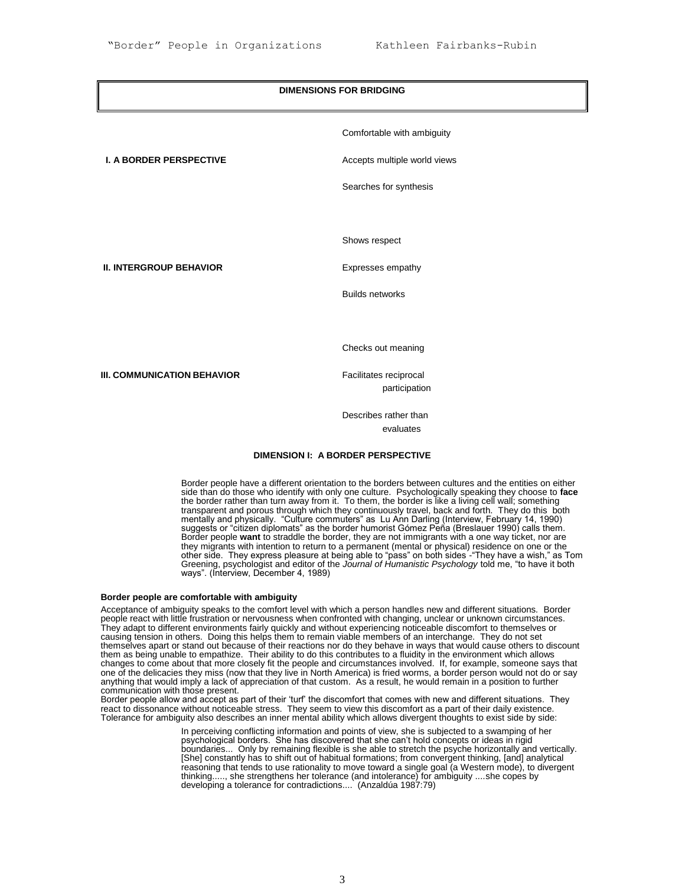## DIMENSIONS FOR BRIDGING

| | |
|---|---|
| **I. A BORDER PERSPECTIVE** | Comfortable with ambiguity |
| | Accepts multiple world views |
| | Searches for synthesis |
| **II. INTERGROUP BEHAVIOR** | Shows respect |
| | Expresses empathy |
| | Builds networks |
| **III. COMMUNICATION BEHAVIOR** | Checks out meaning |
| | Facilitates reciprocal participation |
| | Describes rather than evaluates |

### DIMENSION I: A BORDER PERSPECTIVE

Border people have a different orientation to the borders between cultures and the entities on either side than do those who identify with only one culture. Psychologically speaking they choose to **face** the border rather than turn away from it. To them, the border is like a living cell wall; something transparent and porous through which they continuously travel, back and forth. They do this both mentally and physically. "Culture commuters" as Lu Ann Darling (Interview, February 14, 1990) suggests or "citizen diplomats" as the border humorist Gómez Peña (Breslauer 1990) calls them. Border people **want** to straddle the border, they are not immigrants with a one way ticket, nor are they migrants with intention to return to a permanent (mental or physical) residence on one or the other side. They express pleasure at being able to "pass" on both sides -"They have a wish," as Tom Greening, psychologist and editor of the *Journal of Humanistic Psychology* told me, "to have it both ways". (Interview, December 4, 1989)

#### Border people are comfortable with ambiguity

Acceptance of ambiguity speaks to the comfort level with which a person handles new and different situations. Border people react with little frustration or nervousness when confronted with changing, unclear or unknown circumstances. They adapt to different environments fairly quickly and without experiencing noticeable discomfort to themselves or causing tension in others. Doing this helps them to remain viable members of an interchange. They do not set themselves apart or stand out because of their reactions nor do they behave in ways that would cause others to discount them as being unable to empathize. Their ability to do this contributes to a fluidity in the environment which allows changes to come about that more closely fit the people and circumstances involved. If, for example, someone says that one of the delicacies they miss (now that they live in North America) is fried worms, a border person would not do or say anything that would imply a lack of appreciation of that custom. As a result, he would remain in a position to further communication with those present.

Border people allow and accept as part of their 'turf' the discomfort that comes with new and different situations. They react to dissonance without noticeable stress. They seem to view this discomfort as a part of their daily existence. Tolerance for ambiguity also describes an inner mental ability which allows divergent thoughts to exist side by side:

> In perceiving conflicting information and points of view, she is subjected to a swamping of her psychological borders. She has discovered that she can't hold concepts or ideas in rigid boundaries... Only by remaining flexible is she able to stretch the psyche horizontally and vertically. [She] constantly has to shift out of habitual formations; from convergent thinking, [and] analytical reasoning that tends to use rationality to move toward a single goal (a Western mode), to divergent thinking....., she strengthens her tolerance (and intolerance) for ambiguity ....she copes by developing a tolerance for contradictions.... (Anzaldúa 1987:79)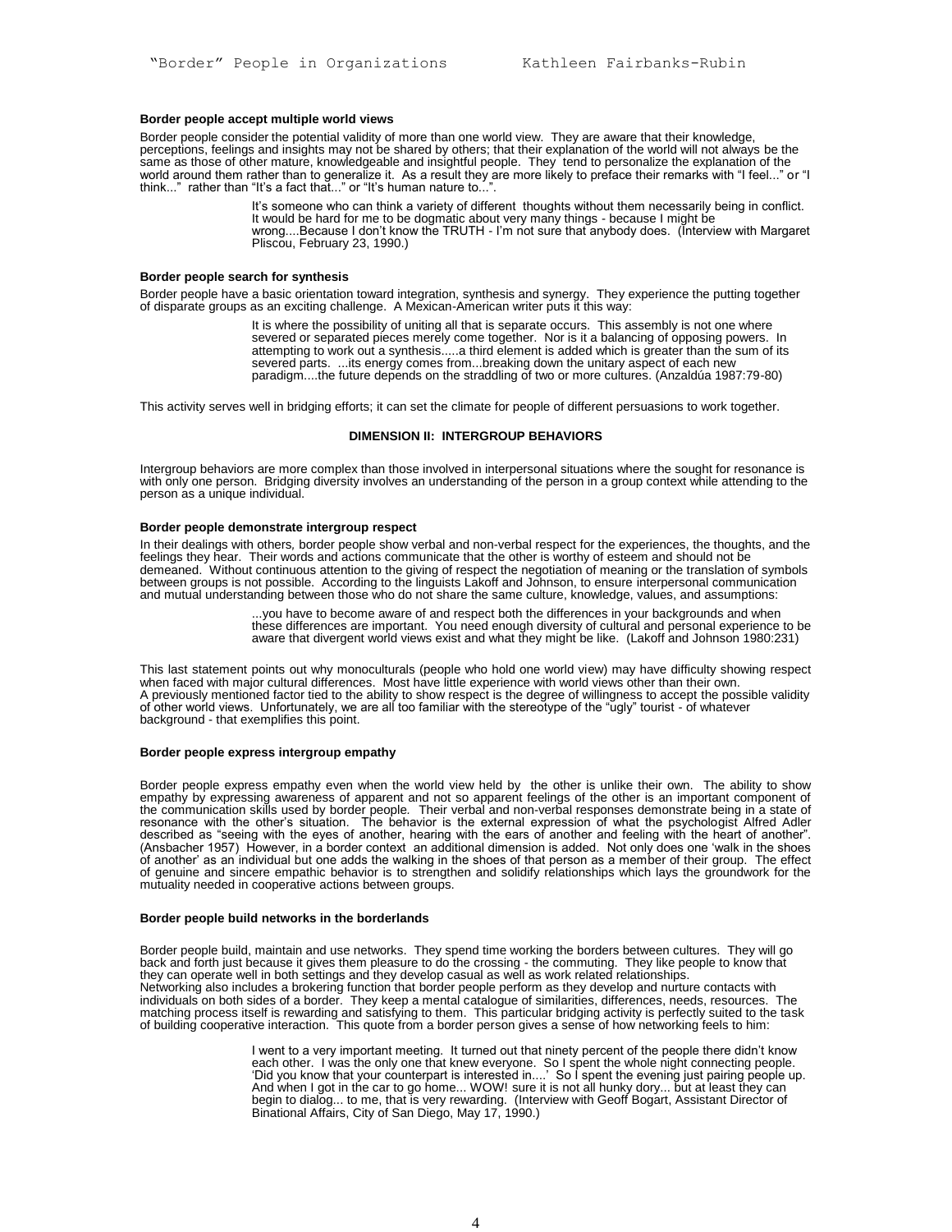### Border people accept multiple world views

Border people consider the potential validity of more than one world view. They are aware that their knowledge, perceptions, feelings and insights may not be shared by others; that their explanation of the world will not always be the same as those of other mature, knowledgeable and insightful people. They tend to personalize the explanation of the world around them rather than to generalize it. As a result they are more likely to preface their remarks with "I feel..." or "I think..." rather than "It's a fact that..." or "It's human nature to...".

> It's someone who can think a variety of different thoughts without them necessarily being in conflict. It would be hard for me to be dogmatic about very many things - because I might be wrong....Because I don't know the TRUTH - I'm not sure that anybody does. (Interview with Margaret Pliscou, February 23, 1990.)

### Border people search for synthesis

Border people have a basic orientation toward integration, synthesis and synergy. They experience the putting together of disparate groups as an exciting challenge. A Mexican-American writer puts it this way:

> It is where the possibility of uniting all that is separate occurs. This assembly is not one where severed or separated pieces merely come together. Nor is it a balancing of opposing powers. In attempting to work out a synthesis.....a third element is added which is greater than the sum of its severed parts. ...its energy comes from...breaking down the unitary aspect of each new paradigm....the future depends on the straddling of two or more cultures. (Anzaldúa 1987:79-80)

This activity serves well in bridging efforts; it can set the climate for people of different persuasions to work together.

## DIMENSION II: INTERGROUP BEHAVIORS

Intergroup behaviors are more complex than those involved in interpersonal situations where the sought for resonance is with only one person. Bridging diversity involves an understanding of the person in a group context while attending to the person as a unique individual.

### Border people demonstrate intergroup respect

In their dealings with others, border people show verbal and non-verbal respect for the experiences, the thoughts, and the feelings they hear. Their words and actions communicate that the other is worthy of esteem and should not be demeaned. Without continuous attention to the giving of respect the negotiation of meaning or the translation of symbols between groups is not possible. According to the linguists Lakoff and Johnson, to ensure interpersonal communication and mutual understanding between those who do not share the same culture, knowledge, values, and assumptions:

> ...you have to become aware of and respect both the differences in your backgrounds and when these differences are important. You need enough diversity of cultural and personal experience to be aware that divergent world views exist and what they might be like. (Lakoff and Johnson 1980:231)

This last statement points out why monoculturals (people who hold one world view) may have difficulty showing respect when faced with major cultural differences. Most have little experience with world views other than their own. A previously mentioned factor tied to the ability to show respect is the degree of willingness to accept the possible validity of other world views. Unfortunately, we are all too familiar with the stereotype of the "ugly" tourist - of whatever background - that exemplifies this point.

### Border people express intergroup empathy

Border people express empathy even when the world view held by the other is unlike their own. The ability to show empathy by expressing awareness of apparent and not so apparent feelings of the other is an important component of the communication skills used by border people. Their verbal and non-verbal responses demonstrate being in a state of resonance with the other's situation. The behavior is the external expression of what the psychologist Alfred Adler described as "seeing with the eyes of another, hearing with the ears of another and feeling with the heart of another". (Ansbacher 1957) However, in a border context an additional dimension is added. Not only does one 'walk in the shoes of another' as an individual but one adds the walking in the shoes of that person as a member of their group. The effect of genuine and sincere empathic behavior is to strengthen and solidify relationships which lays the groundwork for the mutuality needed in cooperative actions between groups.

### Border people build networks in the borderlands

Border people build, maintain and use networks. They spend time working the borders between cultures. They will go back and forth just because it gives them pleasure to do the crossing - the commuting. They like people to know that they can operate well in both settings and they develop casual as well as work related relationships.
Networking also includes a brokering function that border people perform as they develop and nurture contacts with individuals on both sides of a border. They keep a mental catalogue of similarities, differences, needs, resources. The matching process itself is rewarding and satisfying to them. This particular bridging activity is perfectly suited to the task of building cooperative interaction. This quote from a border person gives a sense of how networking feels to him:

> I went to a very important meeting. It turned out that ninety percent of the people there didn't know each other. I was the only one that knew everyone. So I spent the whole night connecting people. 'Did you know that your counterpart is interested in....' So I spent the evening just pairing people up. And when I got in the car to go home... WOW! sure it is not all hunky dory... but at least they can begin to dialog... to me, that is very rewarding. (Interview with Geoff Bogart, Assistant Director of Binational Affairs, City of San Diego, May 17, 1990.)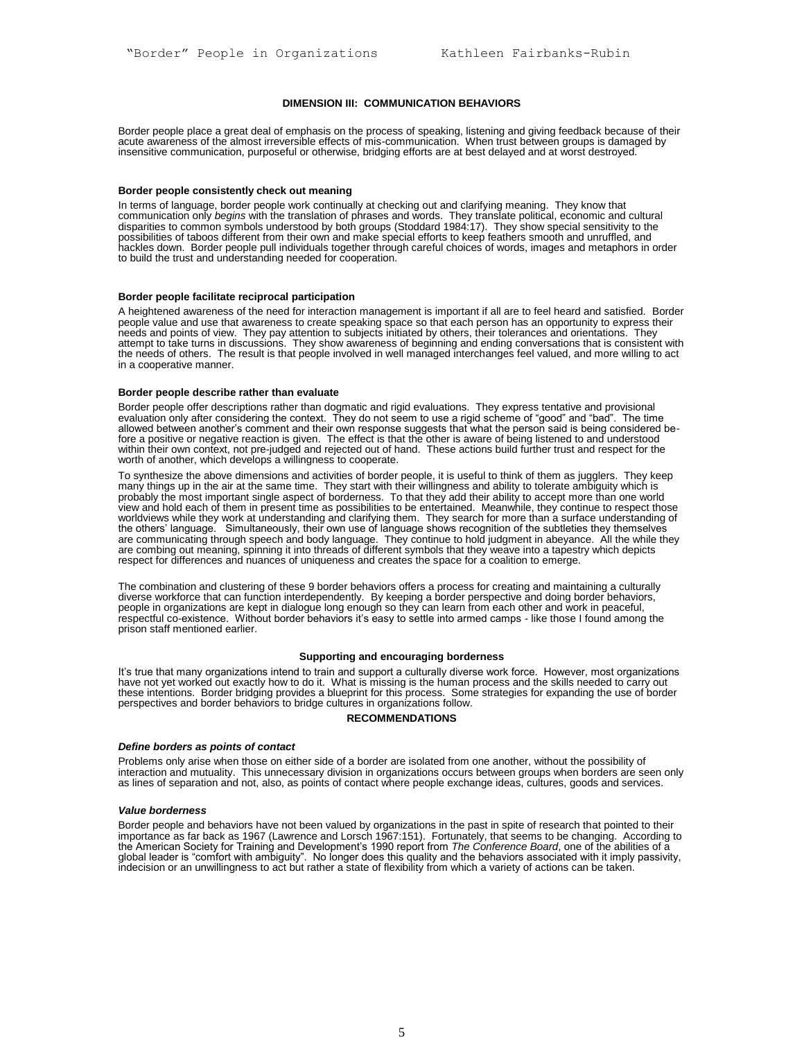## DIMENSION III: COMMUNICATION BEHAVIORS

Border people place a great deal of emphasis on the process of speaking, listening and giving feedback because of their acute awareness of the almost irreversible effects of mis-communication. When trust between groups is damaged by insensitive communication, purposeful or otherwise, bridging efforts are at best delayed and at worst destroyed.

### Border people consistently check out meaning

In terms of language, border people work continually at checking out and clarifying meaning. They know that communication only *begins* with the translation of phrases and words. They translate political, economic and cultural disparities to common symbols understood by both groups (Stoddard 1984:17). They show special sensitivity to the possibilities of taboos different from their own and make special efforts to keep feathers smooth and unruffled, and hackles down. Border people pull individuals together through careful choices of words, images and metaphors in order to build the trust and understanding needed for cooperation.

### Border people facilitate reciprocal participation

A heightened awareness of the need for interaction management is important if all are to feel heard and satisfied. Border people value and use that awareness to create speaking space so that each person has an opportunity to express their needs and points of view. They pay attention to subjects initiated by others, their tolerances and orientations. They attempt to take turns in discussions. They show awareness of beginning and ending conversations that is consistent with the needs of others. The result is that people involved in well managed interchanges feel valued, and more willing to act in a cooperative manner.

### Border people describe rather than evaluate

Border people offer descriptions rather than dogmatic and rigid evaluations. They express tentative and provisional evaluation only after considering the context. They do not seem to use a rigid scheme of "good" and "bad". The time allowed between another's comment and their own response suggests that what the person said is being considered before a positive or negative reaction is given. The effect is that the other is aware of being listened to and understood within their own context, not pre-judged and rejected out of hand. These actions build further trust and respect for the worth of another, which develops a willingness to cooperate.

To synthesize the above dimensions and activities of border people, it is useful to think of them as jugglers. They keep many things up in the air at the same time. They start with their willingness and ability to tolerate ambiguity which is probably the most important single aspect of borderness. To that they add their ability to accept more than one world view and hold each of them in present time as possibilities to be entertained. Meanwhile, they continue to respect those worldviews while they work at understanding and clarifying them. They search for more than a surface understanding of the others' language. Simultaneously, their own use of language shows recognition of the subtleties they themselves are communicating through speech and body language. They continue to hold judgment in abeyance. All the while they are combing out meaning, spinning it into threads of different symbols that they weave into a tapestry which depicts respect for differences and nuances of uniqueness and creates the space for a coalition to emerge.

The combination and clustering of these 9 border behaviors offers a process for creating and maintaining a culturally diverse workforce that can function interdependently. By keeping a border perspective and doing border behaviors, people in organizations are kept in dialogue long enough so they can learn from each other and work in peaceful, respectful co-existence. Without border behaviors it's easy to settle into armed camps - like those I found among the prison staff mentioned earlier.

## Supporting and encouraging borderness

It's true that many organizations intend to train and support a culturally diverse work force. However, most organizations have not yet worked out exactly how to do it. What is missing is the human process and the skills needed to carry out these intentions. Border bridging provides a blueprint for this process. Some strategies for expanding the use of border perspectives and border behaviors to bridge cultures in organizations follow.

## RECOMMENDATIONS

### *Define borders as points of contact*

Problems only arise when those on either side of a border are isolated from one another, without the possibility of interaction and mutuality. This unnecessary division in organizations occurs between groups when borders are seen only as lines of separation and not, also, as points of contact where people exchange ideas, cultures, goods and services.

### *Value borderness*

Border people and behaviors have not been valued by organizations in the past in spite of research that pointed to their importance as far back as 1967 (Lawrence and Lorsch 1967:151). Fortunately, that seems to be changing. According to the American Society for Training and Development's 1990 report from *The Conference Board*, one of the abilities of a global leader is "comfort with ambiguity". No longer does this quality and the behaviors associated with it imply passivity, indecision or an unwillingness to act but rather a state of flexibility from which a variety of actions can be taken.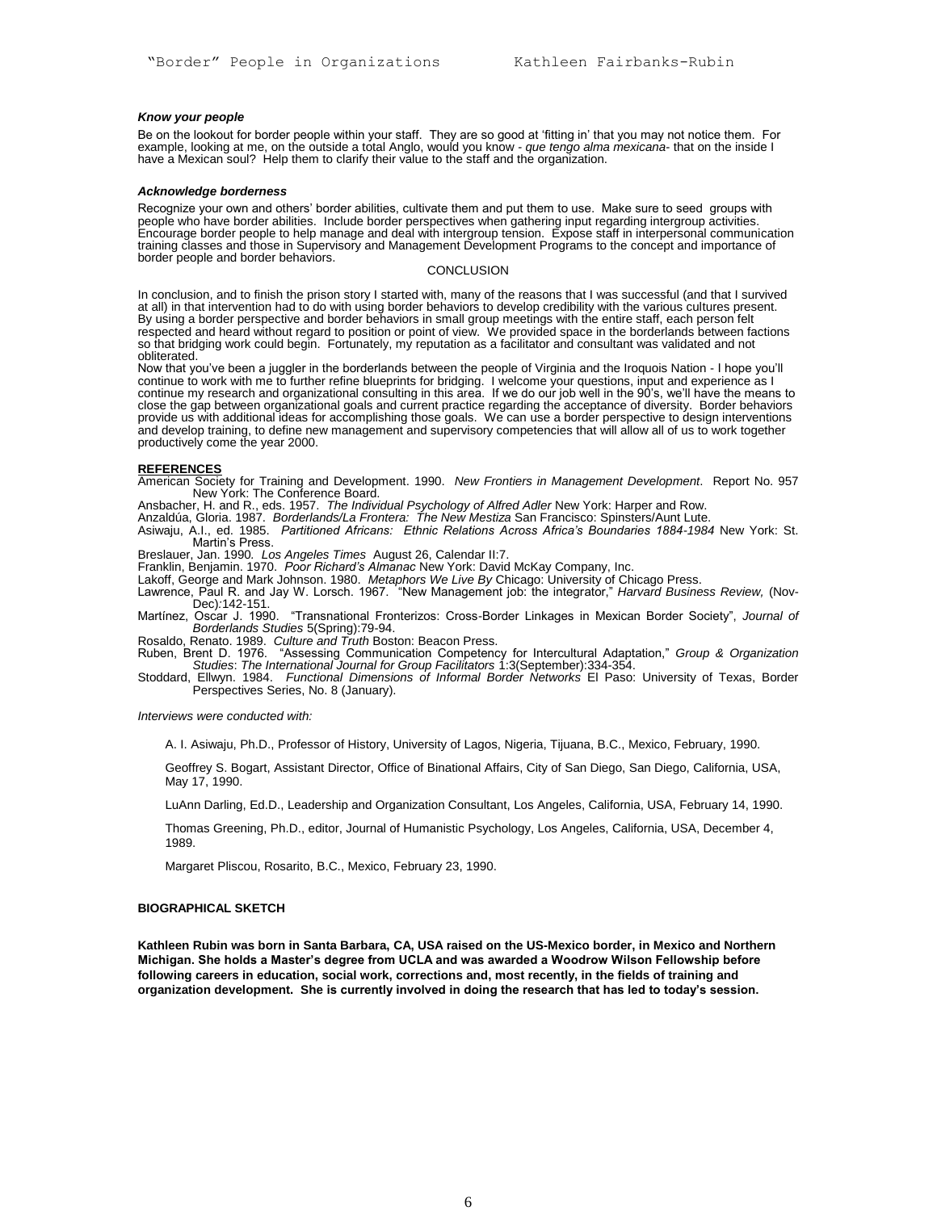### *Know your people*

Be on the lookout for border people within your staff. They are so good at 'fitting in' that you may not notice them. For example, looking at me, on the outside a total Anglo, would you know - *que tengo alma mexicana*- that on the inside I have a Mexican soul? Help them to clarify their value to the staff and the organization.

### *Acknowledge borderness*

Recognize your own and others' border abilities, cultivate them and put them to use. Make sure to seed groups with people who have border abilities. Include border perspectives when gathering input regarding intergroup activities. Encourage border people to help manage and deal with intergroup tension. Expose staff in interpersonal communication training classes and those in Supervisory and Management Development Programs to the concept and importance of border people and border behaviors.

## CONCLUSION

In conclusion, and to finish the prison story I started with, many of the reasons that I was successful (and that I survived at all) in that intervention had to do with using border behaviors to develop credibility with the various cultures present. By using a border perspective and border behaviors in small group meetings with the entire staff, each person felt respected and heard without regard to position or point of view. We provided space in the borderlands between factions so that bridging work could begin. Fortunately, my reputation as a facilitator and consultant was validated and not obliterated.

Now that you've been a juggler in the borderlands between the people of Virginia and the Iroquois Nation - I hope you'll continue to work with me to further refine blueprints for bridging. I welcome your questions, input and experience as I continue my research and organizational consulting in this area. If we do our job well in the 90's, we'll have the means to close the gap between organizational goals and current practice regarding the acceptance of diversity. Border behaviors provide us with additional ideas for accomplishing those goals. We can use a border perspective to design interventions and develop training, to define new management and supervisory competencies that will allow all of us to work together productively come the year 2000.

## REFERENCES

American Society for Training and Development. 1990. *New Frontiers in Management Development*. Report No. 957 New York: The Conference Board.

Ansbacher, H. and R., eds. 1957. *The Individual Psychology of Alfred Adler* New York: Harper and Row.

Anzaldúa, Gloria. 1987. *Borderlands/La Frontera: The New Mestiza* San Francisco: Spinsters/Aunt Lute.

Asiwaju, A.I., ed. 1985. *Partitioned Africans: Ethnic Relations Across Africa's Boundaries 1884-1984* New York: St. Martin's Press.

Breslauer, Jan. 1990. *Los Angeles Times* August 26, Calendar II:7.

Franklin, Benjamin. 1970. *Poor Richard's Almanac* New York: David McKay Company, Inc.

Lakoff, George and Mark Johnson. 1980. *Metaphors We Live By* Chicago: University of Chicago Press.

Lawrence, Paul R. and Jay W. Lorsch. 1967. "New Management job: the integrator," *Harvard Business Review,* (Nov-Dec):142-151.

Martínez, Oscar J. 1990. "Transnational Fronterizos: Cross-Border Linkages in Mexican Border Society", *Journal of Borderlands Studies* 5(Spring):79-94.

Rosaldo, Renato. 1989. *Culture and Truth* Boston: Beacon Press.

Ruben, Brent D. 1976. "Assessing Communication Competency for Intercultural Adaptation," *Group & Organization Studies: The International Journal for Group Facilitators* 1:3(September):334-354.

Stoddard, Ellwyn. 1984. *Functional Dimensions of Informal Border Networks* El Paso: University of Texas, Border Perspectives Series, No. 8 (January).

*Interviews were conducted with:*

A. I. Asiwaju, Ph.D., Professor of History, University of Lagos, Nigeria, Tijuana, B.C., Mexico, February, 1990.

Geoffrey S. Bogart, Assistant Director, Office of Binational Affairs, City of San Diego, San Diego, California, USA, May 17, 1990.

LuAnn Darling, Ed.D., Leadership and Organization Consultant, Los Angeles, California, USA, February 14, 1990.

Thomas Greening, Ph.D., editor, Journal of Humanistic Psychology, Los Angeles, California, USA, December 4, 1989.

Margaret Pliscou, Rosarito, B.C., Mexico, February 23, 1990.

## BIOGRAPHICAL SKETCH

**Kathleen Rubin was born in Santa Barbara, CA, USA raised on the US-Mexico border, in Mexico and Northern Michigan. She holds a Master's degree from UCLA and was awarded a Woodrow Wilson Fellowship before following careers in education, social work, corrections and, most recently, in the fields of training and organization development. She is currently involved in doing the research that has led to today's session.**